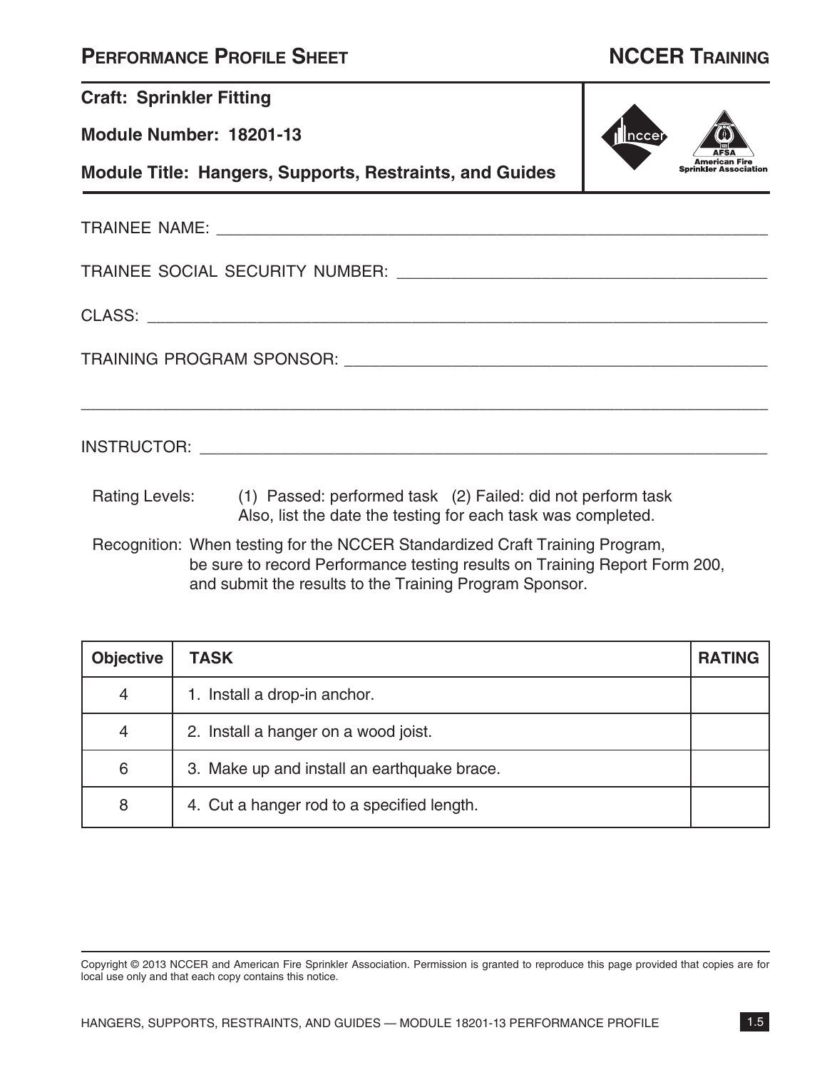## PERFORMANCE PROFILE SHEET

## NCCER TRAINING

**Craft: Sprinkler Fitting**

**Module Number: 18201-13**

**Module Title: Hangers, Supports, Restraints, and Guides**

TRAINEE NAME: ________________________________________________

TRAINEE SOCIAL SECURITY NUMBER: ________________________________

CLASS: ______________________________________________________

TRAINING PROGRAM SPONSOR: ______________________________________

_____________________________________________________________

INSTRUCTOR: __________________________________________________

Rating Levels: (1) Passed: performed task (2) Failed: did not perform task
Also, list the date the testing for each task was completed.

Recognition: When testing for the NCCER Standardized Craft Training Program, be sure to record Performance testing results on Training Report Form 200, and submit the results to the Training Program Sponsor.

| Objective | TASK | RATING |
|---|---|---|
| 4 | 1. Install a drop-in anchor. | |
| 4 | 2. Install a hanger on a wood joist. | |
| 6 | 3. Make up and install an earthquake brace. | |
| 8 | 4. Cut a hanger rod to a specified length. | |

Copyright © 2013 NCCER and American Fire Sprinkler Association. Permission is granted to reproduce this page provided that copies are for local use only and that each copy contains this notice.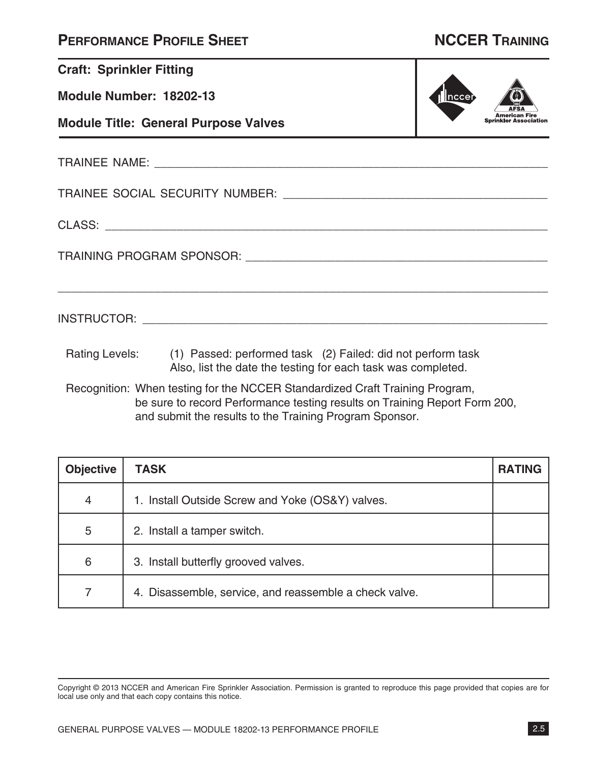# PERFORMANCE PROFILE SHEET

## NCCER TRAINING

**Craft: Sprinkler Fitting**

**Module Number: 18202-13**

**Module Title: General Purpose Valves**

TRAINEE NAME: ____________________________________________

TRAINEE SOCIAL SECURITY NUMBER: ____________________________

CLASS: __________________________________________________

TRAINING PROGRAM SPONSOR: _________________________________

__________________________________________________________

INSTRUCTOR: _____________________________________________

Rating Levels: (1) Passed: performed task (2) Failed: did not perform task
Also, list the date the testing for each task was completed.

Recognition: When testing for the NCCER Standardized Craft Training Program, be sure to record Performance testing results on Training Report Form 200, and submit the results to the Training Program Sponsor.

| Objective | TASK | RATING |
|---|---|---|
| 4 | 1. Install Outside Screw and Yoke (OS&Y) valves. | |
| 5 | 2. Install a tamper switch. | |
| 6 | 3. Install butterfly grooved valves. | |
| 7 | 4. Disassemble, service, and reassemble a check valve. | |

Copyright © 2013 NCCER and American Fire Sprinkler Association. Permission is granted to reproduce this page provided that copies are for local use only and that each copy contains this notice.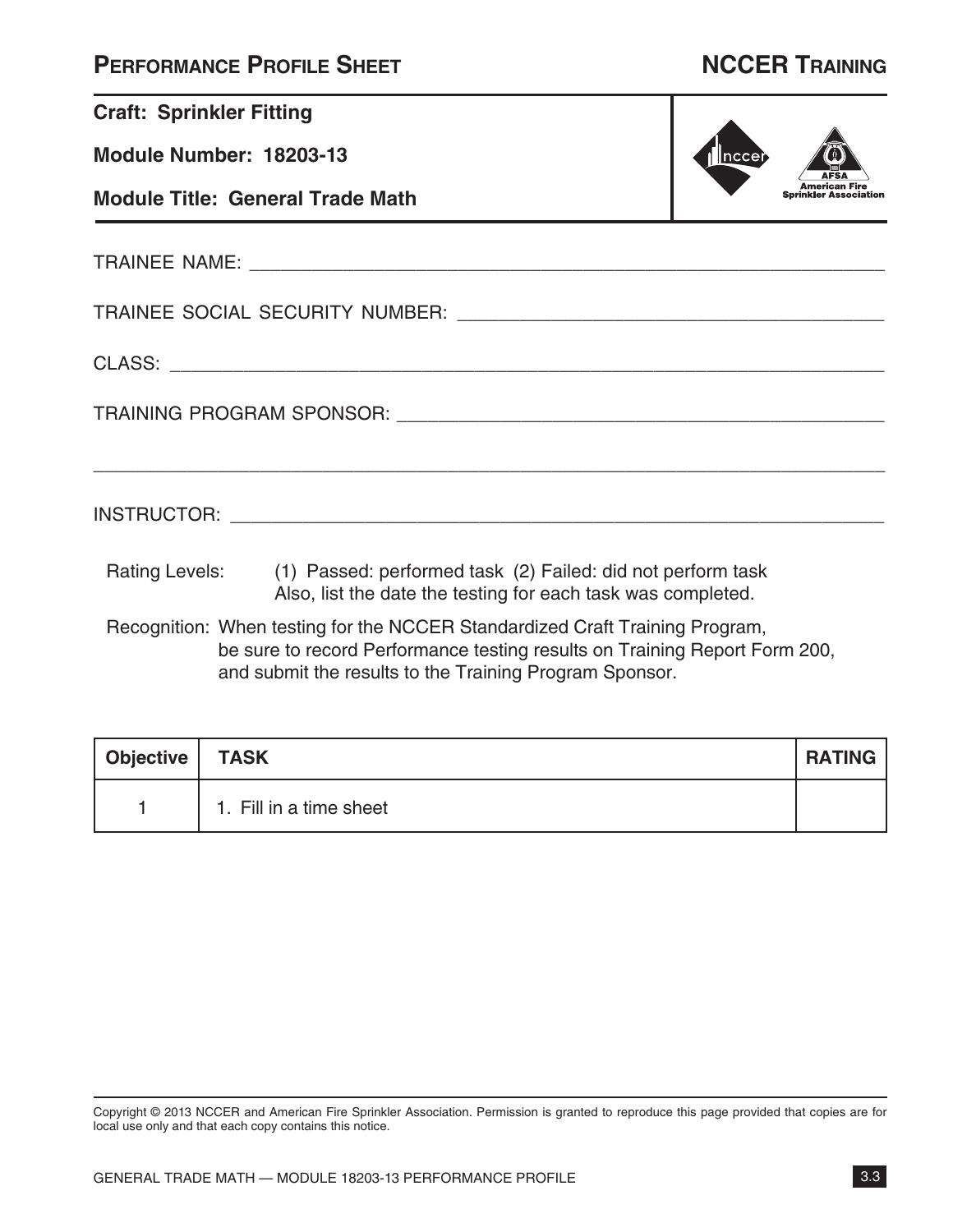## PERFORMANCE PROFILE SHEET

## NCCER TRAINING

**Craft: Sprinkler Fitting**

**Module Number: 18203-13**

**Module Title: General Trade Math**

TRAINEE NAME: ______________________________________________

TRAINEE SOCIAL SECURITY NUMBER: ______________________________

CLASS: ______________________________________________

TRAINING PROGRAM SPONSOR: ______________________________________

______________________________________________

INSTRUCTOR: ______________________________________________

Rating Levels: (1) Passed: performed task (2) Failed: did not perform task
Also, list the date the testing for each task was completed.

Recognition: When testing for the NCCER Standardized Craft Training Program, be sure to record Performance testing results on Training Report Form 200, and submit the results to the Training Program Sponsor.

| Objective | TASK | RATING |
|---|---|---|
| 1 | 1. Fill in a time sheet | |

Copyright © 2013 NCCER and American Fire Sprinkler Association. Permission is granted to reproduce this page provided that copies are for local use only and that each copy contains this notice.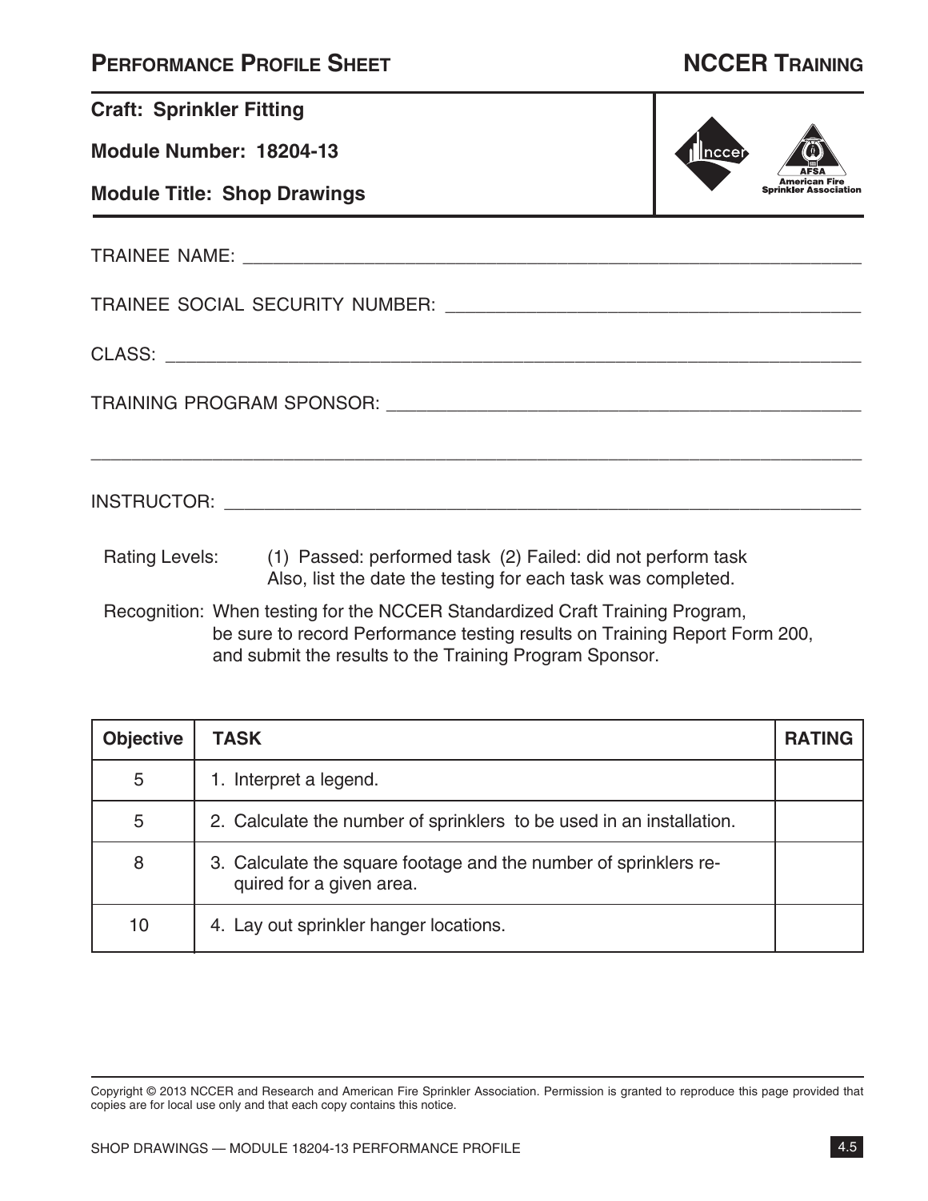## PERFORMANCE PROFILE SHEET

## NCCER TRAINING

**Craft: Sprinkler Fitting**

**Module Number: 18204-13**

**Module Title: Shop Drawings**

TRAINEE NAME: ______________________________

TRAINEE SOCIAL SECURITY NUMBER: ______________________________

CLASS: ______________________________

TRAINING PROGRAM SPONSOR: ______________________________

______________________________

INSTRUCTOR: ______________________________

Rating Levels: (1) Passed: performed task (2) Failed: did not perform task
Also, list the date the testing for each task was completed.

Recognition: When testing for the NCCER Standardized Craft Training Program, be sure to record Performance testing results on Training Report Form 200, and submit the results to the Training Program Sponsor.

| Objective | TASK | RATING |
|---|---|---|
| 5 | 1. Interpret a legend. | |
| 5 | 2. Calculate the number of sprinklers to be used in an installation. | |
| 8 | 3. Calculate the square footage and the number of sprinklers required for a given area. | |
| 10 | 4. Lay out sprinkler hanger locations. | |

Copyright © 2013 NCCER and Research and American Fire Sprinkler Association. Permission is granted to reproduce this page provided that copies are for local use only and that each copy contains this notice.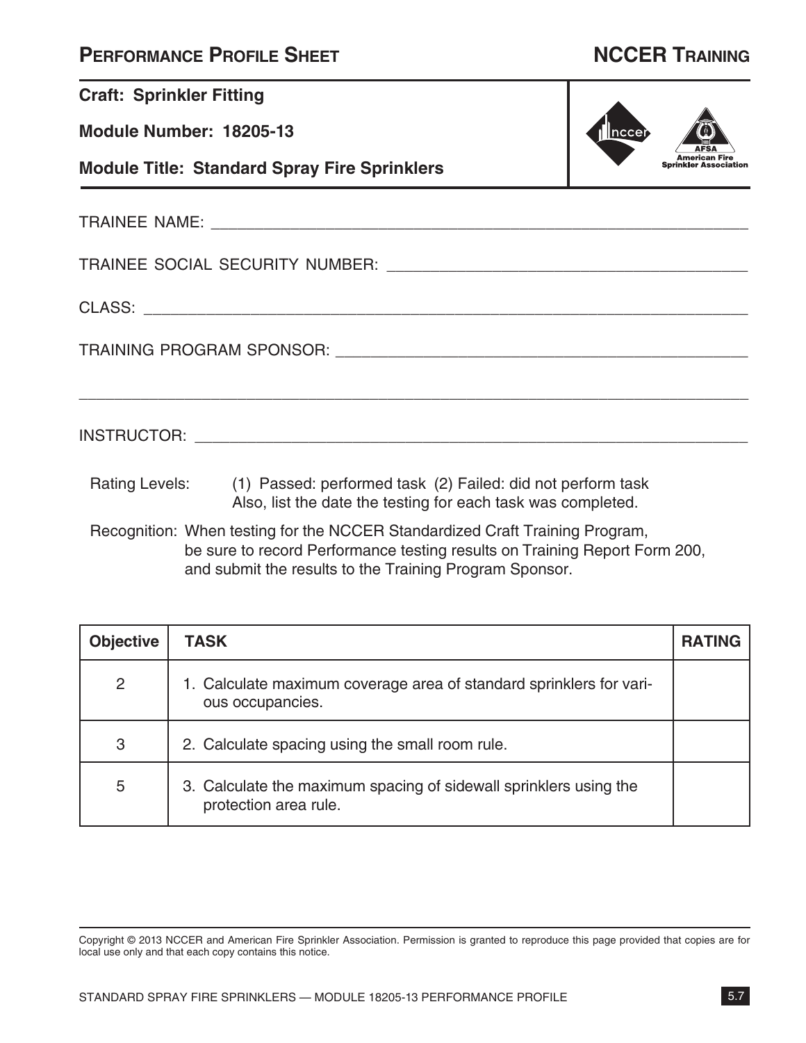# PERFORMANCE PROFILE SHEET

## NCCER TRAINING

**Craft: Sprinkler Fitting**

**Module Number: 18205-13**

**Module Title: Standard Spray Fire Sprinklers**

TRAINEE NAME: ______________________________________________

TRAINEE SOCIAL SECURITY NUMBER: ______________________________

CLASS: ____________________________________________________

TRAINING PROGRAM SPONSOR: ___________________________________

___________________________________________________________

INSTRUCTOR: _______________________________________________

Rating Levels: (1) Passed: performed task (2) Failed: did not perform task
Also, list the date the testing for each task was completed.

Recognition: When testing for the NCCER Standardized Craft Training Program, be sure to record Performance testing results on Training Report Form 200, and submit the results to the Training Program Sponsor.

| Objective | TASK | RATING |
| --- | --- | --- |
| 2 | 1. Calculate maximum coverage area of standard sprinklers for various occupancies. | |
| 3 | 2. Calculate spacing using the small room rule. | |
| 5 | 3. Calculate the maximum spacing of sidewall sprinklers using the protection area rule. | |

Copyright © 2013 NCCER and American Fire Sprinkler Association. Permission is granted to reproduce this page provided that copies are for local use only and that each copy contains this notice.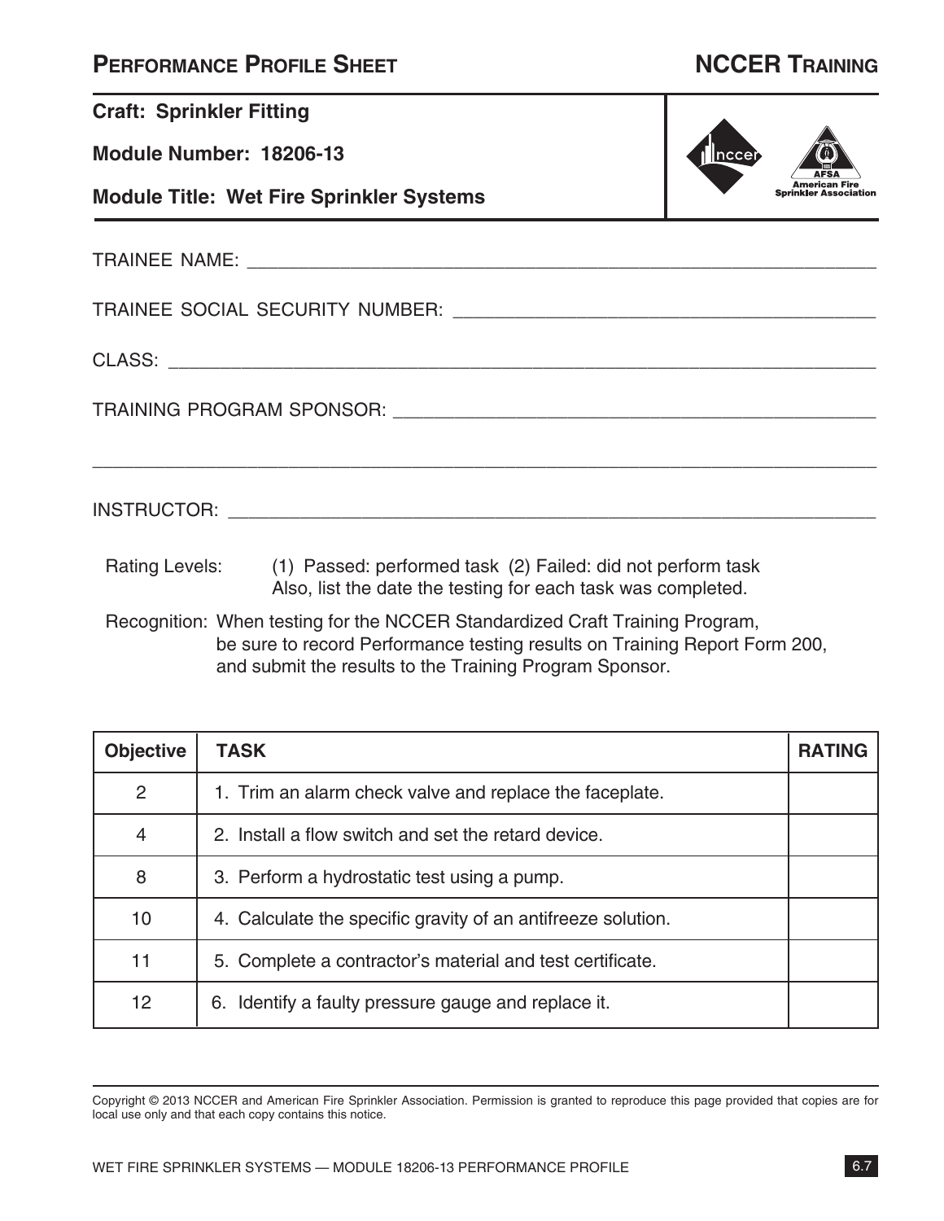# Performance Profile Sheet

## NCCER Training

**Craft: Sprinkler Fitting**

**Module Number: 18206-13**

**Module Title: Wet Fire Sprinkler Systems**

TRAINEE NAME: ____________________________________________

TRAINEE SOCIAL SECURITY NUMBER: ____________________________

CLASS: _________________________________________________

TRAINING PROGRAM SPONSOR: __________________________________

_______________________________________________________

INSTRUCTOR: _____________________________________________

Rating Levels: (1) Passed: performed task (2) Failed: did not perform task
Also, list the date the testing for each task was completed.

Recognition: When testing for the NCCER Standardized Craft Training Program, be sure to record Performance testing results on Training Report Form 200, and submit the results to the Training Program Sponsor.

| Objective | TASK | RATING |
|---|---|---|
| 2 | 1. Trim an alarm check valve and replace the faceplate. | |
| 4 | 2. Install a flow switch and set the retard device. | |
| 8 | 3. Perform a hydrostatic test using a pump. | |
| 10 | 4. Calculate the specific gravity of an antifreeze solution. | |
| 11 | 5. Complete a contractor's material and test certificate. | |
| 12 | 6. Identify a faulty pressure gauge and replace it. | |

Copyright © 2013 NCCER and American Fire Sprinkler Association. Permission is granted to reproduce this page provided that copies are for local use only and that each copy contains this notice.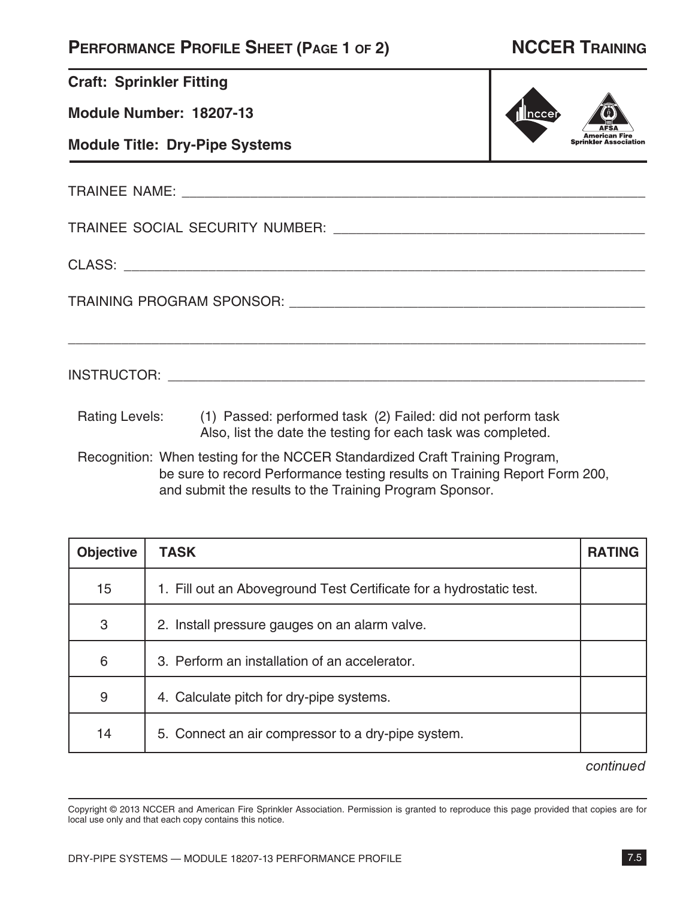# Performance Profile Sheet (Page 1 of 2)

## NCCER Training

**Craft: Sprinkler Fitting**

**Module Number: 18207-13**

**Module Title: Dry-Pipe Systems**

TRAINEE NAME: ____________________________________________

TRAINEE SOCIAL SECURITY NUMBER: ____________________________________________

CLASS: ____________________________________________

TRAINING PROGRAM SPONSOR: ____________________________________________

____________________________________________

INSTRUCTOR: ____________________________________________

Rating Levels: (1) Passed: performed task (2) Failed: did not perform task
Also, list the date the testing for each task was completed.

Recognition: When testing for the NCCER Standardized Craft Training Program, be sure to record Performance testing results on Training Report Form 200, and submit the results to the Training Program Sponsor.

| Objective | TASK | RATING |
|---|---|---|
| 15 | 1. Fill out an Aboveground Test Certificate for a hydrostatic test. | |
| 3 | 2. Install pressure gauges on an alarm valve. | |
| 6 | 3. Perform an installation of an accelerator. | |
| 9 | 4. Calculate pitch for dry-pipe systems. | |
| 14 | 5. Connect an air compressor to a dry-pipe system. | |

*continued*

Copyright © 2013 NCCER and American Fire Sprinkler Association. Permission is granted to reproduce this page provided that copies are for local use only and that each copy contains this notice.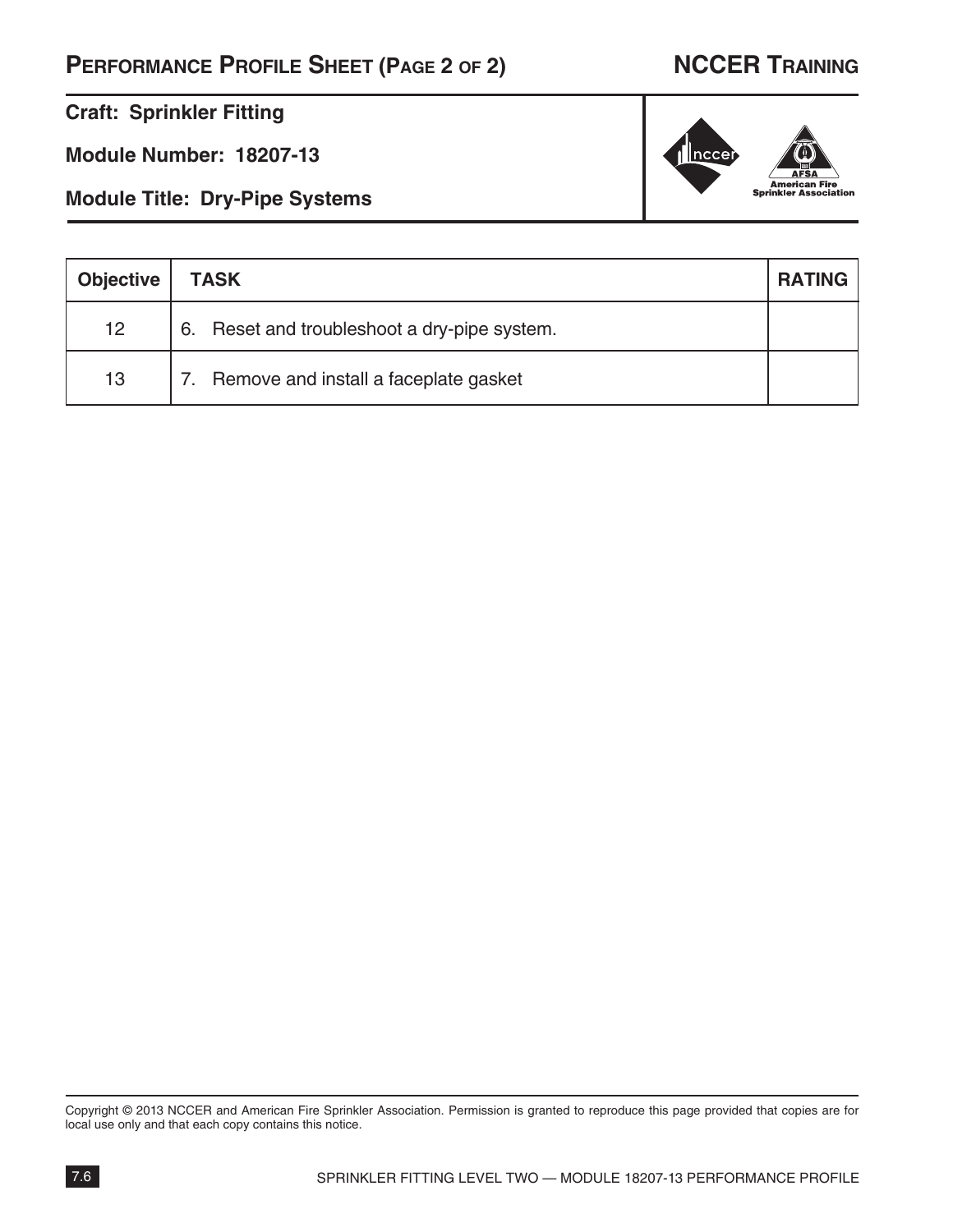## Performance Profile Sheet (Page 2 of 2)

## NCCER Training

**Craft: Sprinkler Fitting**

**Module Number: 18207-13**

**Module Title: Dry-Pipe Systems**

| Objective | TASK | RATING |
|---|---|---|
| 12 | 6. Reset and troubleshoot a dry-pipe system. | |
| 13 | 7. Remove and install a faceplate gasket | |

Copyright © 2013 NCCER and American Fire Sprinkler Association. Permission is granted to reproduce this page provided that copies are for local use only and that each copy contains this notice.